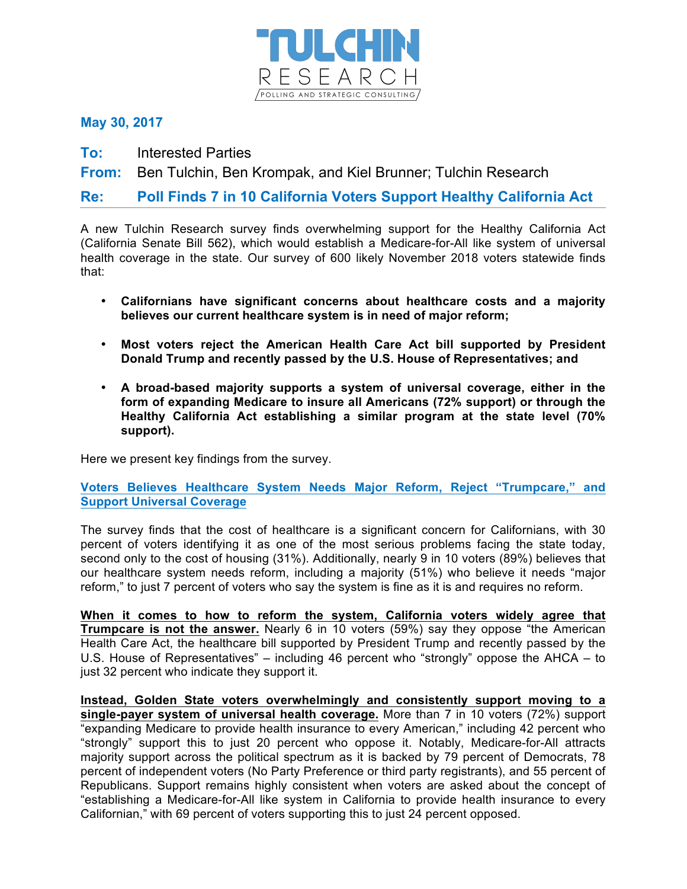**TULCHIN RESEARCH**
POLLING AND STRATEGIC CONSULTING

**May 30, 2017**

**To:** Interested Parties

**From:** Ben Tulchin, Ben Krompak, and Kiel Brunner; Tulchin Research

**Re:** **Poll Finds 7 in 10 California Voters Support Healthy California Act**

A new Tulchin Research survey finds overwhelming support for the Healthy California Act (California Senate Bill 562), which would establish a Medicare-for-All like system of universal health coverage in the state. Our survey of 600 likely November 2018 voters statewide finds that:

- **Californians have significant concerns about healthcare costs and a majority believes our current healthcare system is in need of major reform;**
- **Most voters reject the American Health Care Act bill supported by President Donald Trump and recently passed by the U.S. House of Representatives; and**
- **A broad-based majority supports a system of universal coverage, either in the form of expanding Medicare to insure all Americans (72% support) or through the Healthy California Act establishing a similar program at the state level (70% support).**

Here we present key findings from the survey.

## Voters Believes Healthcare System Needs Major Reform, Reject "Trumpcare," and Support Universal Coverage

The survey finds that the cost of healthcare is a significant concern for Californians, with 30 percent of voters identifying it as one of the most serious problems facing the state today, second only to the cost of housing (31%). Additionally, nearly 9 in 10 voters (89%) believes that our healthcare system needs reform, including a majority (51%) who believe it needs "major reform," to just 7 percent of voters who say the system is fine as it is and requires no reform.

**When it comes to how to reform the system, California voters widely agree that Trumpcare is not the answer.** Nearly 6 in 10 voters (59%) say they oppose "the American Health Care Act, the healthcare bill supported by President Trump and recently passed by the U.S. House of Representatives" – including 46 percent who "strongly" oppose the AHCA – to just 32 percent who indicate they support it.

**Instead, Golden State voters overwhelmingly and consistently support moving to a single-payer system of universal health coverage.** More than 7 in 10 voters (72%) support "expanding Medicare to provide health insurance to every American," including 42 percent who "strongly" support this to just 20 percent who oppose it. Notably, Medicare-for-All attracts majority support across the political spectrum as it is backed by 79 percent of Democrats, 78 percent of independent voters (No Party Preference or third party registrants), and 55 percent of Republicans. Support remains highly consistent when voters are asked about the concept of "establishing a Medicare-for-All like system in California to provide health insurance to every Californian," with 69 percent of voters supporting this to just 24 percent opposed.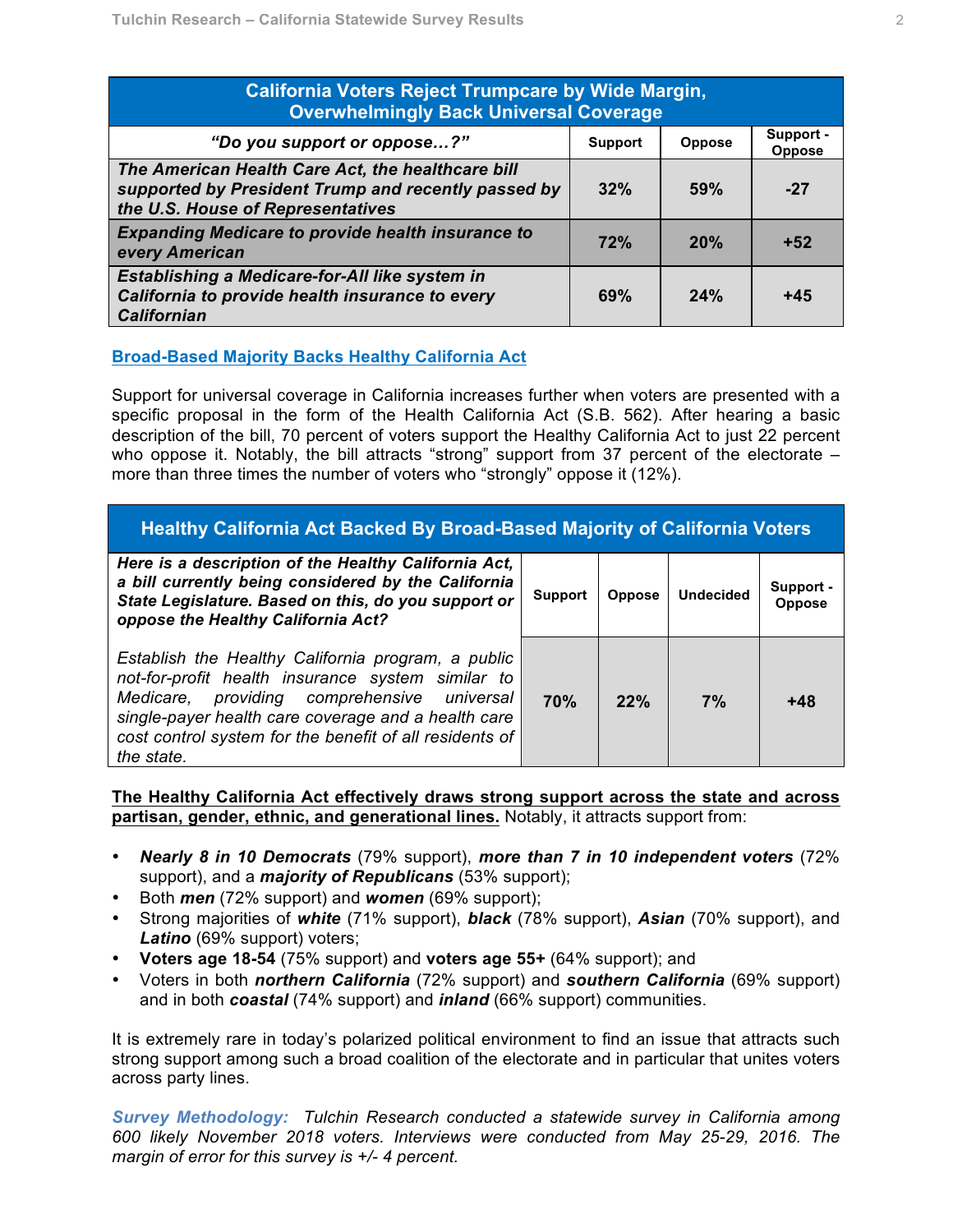| California Voters Reject Trumpcare by Wide Margin, Overwhelmingly Back Universal Coverage | | | |
|---|---|---|---|
| ***"Do you support or oppose…?"*** | **Support** | **Oppose** | **Support - Oppose** |
| ***The American Health Care Act, the healthcare bill supported by President Trump and recently passed by the U.S. House of Representatives*** | **32%** | **59%** | **-27** |
| ***Expanding Medicare to provide health insurance to every American*** | **72%** | **20%** | **+52** |
| ***Establishing a Medicare-for-All like system in California to provide health insurance to every Californian*** | **69%** | **24%** | **+45** |

## Broad-Based Majority Backs Healthy California Act

Support for universal coverage in California increases further when voters are presented with a specific proposal in the form of the Health California Act (S.B. 562). After hearing a basic description of the bill, 70 percent of voters support the Healthy California Act to just 22 percent who oppose it. Notably, the bill attracts "strong" support from 37 percent of the electorate – more than three times the number of voters who "strongly" oppose it (12%).

| Healthy California Act Backed By Broad-Based Majority of California Voters | | | | |
|---|---|---|---|---|
| ***Here is a description of the Healthy California Act, a bill currently being considered by the California State Legislature. Based on this, do you support or oppose the Healthy California Act?*** | **Support** | **Oppose** | **Undecided** | **Support - Oppose** |
| *Establish the Healthy California program, a public not-for-profit health insurance system similar to Medicare, providing comprehensive universal single-payer health care coverage and a health care cost control system for the benefit of all residents of the state.* | **70%** | **22%** | **7%** | **+48** |

**The Healthy California Act effectively draws strong support across the state and across partisan, gender, ethnic, and generational lines.** Notably, it attracts support from:

- ***Nearly 8 in 10 Democrats*** (79% support), ***more than 7 in 10 independent voters*** (72% support), and a ***majority of Republicans*** (53% support);
- Both ***men*** (72% support) and ***women*** (69% support);
- Strong majorities of ***white*** (71% support), ***black*** (78% support), ***Asian*** (70% support), and ***Latino*** (69% support) voters;
- **Voters age 18-54** (75% support) and **voters age 55+** (64% support); and
- Voters in both ***northern California*** (72% support) and ***southern California*** (69% support) and in both ***coastal*** (74% support) and ***inland*** (66% support) communities.

It is extremely rare in today's polarized political environment to find an issue that attracts such strong support among such a broad coalition of the electorate and in particular that unites voters across party lines.

***Survey Methodology:*** *Tulchin Research conducted a statewide survey in California among 600 likely November 2018 voters. Interviews were conducted from May 25-29, 2016. The margin of error for this survey is +/- 4 percent.*